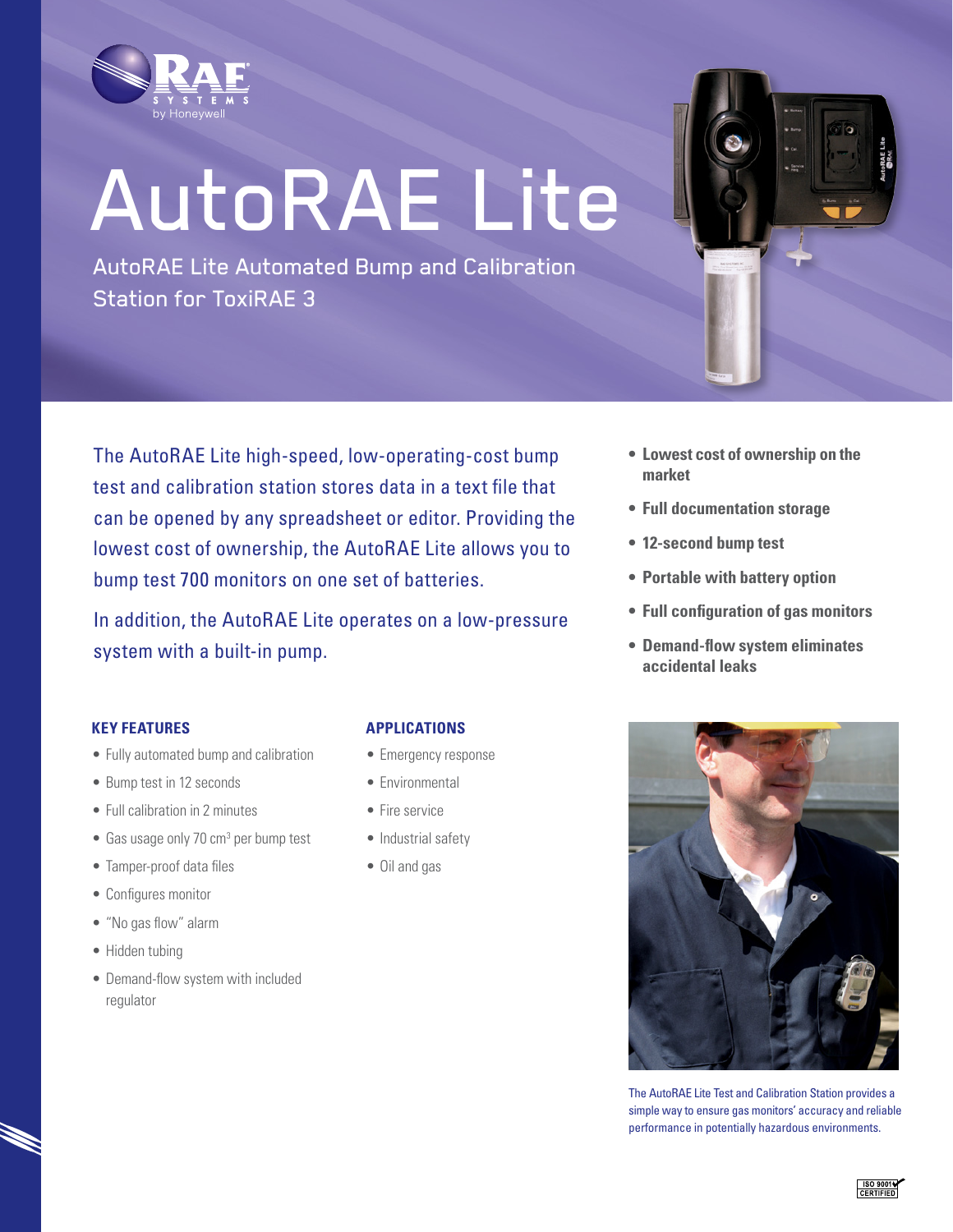# AutoRAE Lite

## AutoRAE Lite Automated Bump and Calibration Station for ToxiRAE 3

The AutoRAE Lite high-speed, low-operating-cost bump test and calibration station stores data in a text file that can be opened by any spreadsheet or editor. Providing the lowest cost of ownership, the AutoRAE Lite allows you to bump test 700 monitors on one set of batteries.

In addition, the AutoRAE Lite operates on a low-pressure system with a built-in pump.

- **Lowest cost of ownership on the market**
- **Full documentation storage**
- **12-second bump test**
- **Portable with battery option**
- **Full configuration of gas monitors**
- **Demand-flow system eliminates accidental leaks**

### KEY FEATURES

- Fully automated bump and calibration
- Bump test in 12 seconds
- Full calibration in 2 minutes
- Gas usage only 70 $cm^3$ per bump test
- Tamper-proof data files
- Configures monitor
- "No gas flow" alarm
- Hidden tubing
- Demand-flow system with included regulator

### APPLICATIONS

- Emergency response
- Environmental
- Fire service
- Industrial safety
- Oil and gas

The AutoRAE Lite Test and Calibration Station provides a simple way to ensure gas monitors' accuracy and reliable performance in potentially hazardous environments.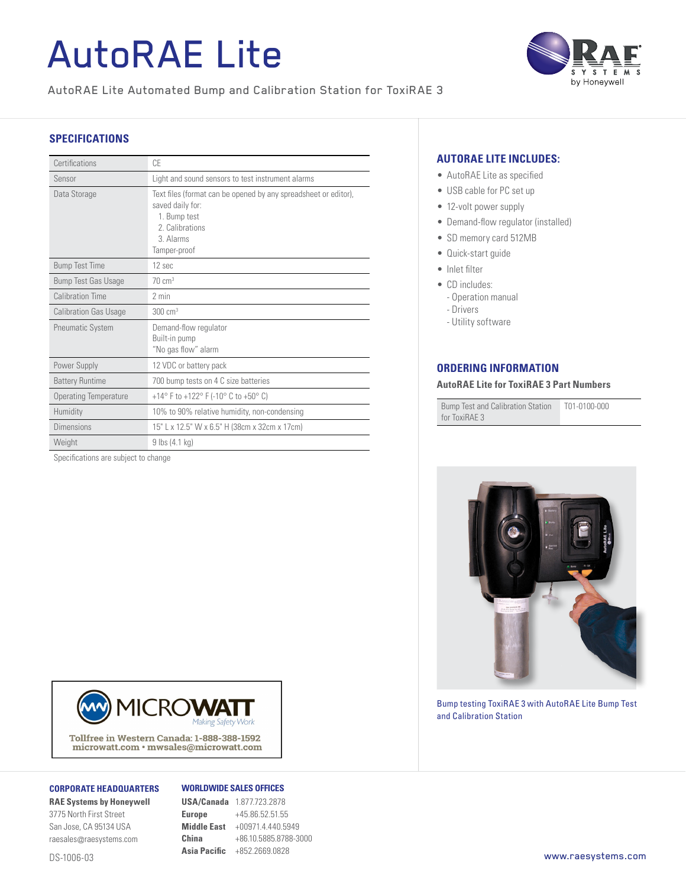# AutoRAE Lite

AutoRAE Lite Automated Bump and Calibration Station for ToxiRAE 3

## SPECIFICATIONS

| | |
|---|---|
| Certifications | CE |
| Sensor | Light and sound sensors to test instrument alarms |
| Data Storage | Text files (format can be opened by any spreadsheet or editor), saved daily for:<br>1. Bump test<br>2. Calibrations<br>3. Alarms<br>Tamper-proof |
| Bump Test Time | 12 sec |
| Bump Test Gas Usage | 70 $cm^3$ |
| Calibration Time | 2 min |
| Calibration Gas Usage | 300 $cm^3$ |
| Pneumatic System | Demand-flow regulator<br>Built-in pump<br>"No gas flow" alarm |
| Power Supply | 12 VDC or battery pack |
| Battery Runtime | 700 bump tests on 4 C size batteries |
| Operating Temperature | +14° F to +122° F (-10° C to +50° C) |
| Humidity | 10% to 90% relative humidity, non-condensing |
| Dimensions | 15" L x 12.5" W x 6.5" H (38cm x 32cm x 17cm) |
| Weight | 9 lbs (4.1 kg) |

Specifications are subject to change

## AUTORAE LITE INCLUDES:

- AutoRAE Lite as specified
- USB cable for PC set up
- 12-volt power supply
- Demand-flow regulator (installed)
- SD memory card 512MB
- Quick-start guide
- Inlet filter
- CD includes:
  - Operation manual
  - Drivers
  - Utility software

## ORDERING INFORMATION

**AutoRAE Lite for ToxiRAE 3 Part Numbers**

| | |
|---|---|
| Bump Test and Calibration Station for ToxiRAE 3 | T01-0100-000 |

Bump testing ToxiRAE 3 with AutoRAE Lite Bump Test and Calibration Station

MICROWATT *Making Safety Work*

Tollfree in Western Canada: 1-888-388-1592
microwatt.com • mwsales@microwatt.com

**CORPORATE HEADQUARTERS**

**RAE Systems by Honeywell**
3775 North First Street
San Jose, CA 95134 USA
raesales@raesystems.com

**WORLDWIDE SALES OFFICES**

| | |
|---|---|
| **USA/Canada** | 1.877.723.2878 |
| **Europe** | +45.86.52.51.55 |
| **Middle East** | +00971.4.440.5949 |
| **China** | +86.10.5885.8788-3000 |
| **Asia Pacific** | +852.2669.0828 |

DS-1006-03

www.raesystems.com